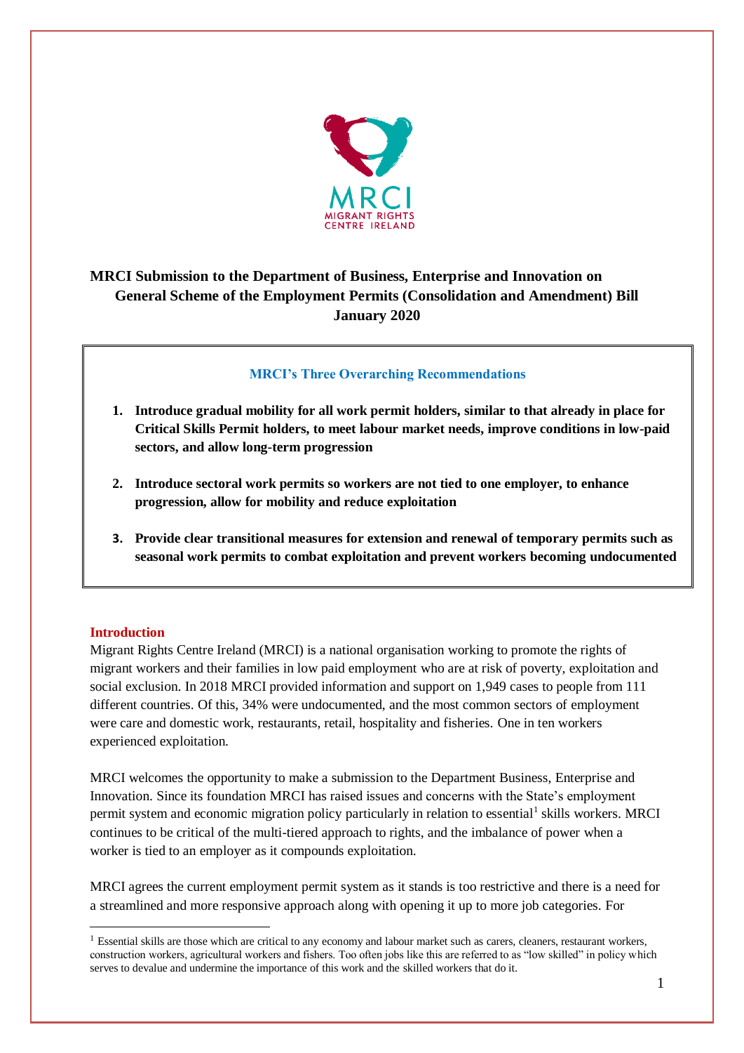MRCI
MIGRANT RIGHTS CENTRE IRELAND

# MRCI Submission to the Department of Business, Enterprise and Innovation on General Scheme of the Employment Permits (Consolidation and Amendment) Bill January 2020

## MRCI's Three Overarching Recommendations

1. **Introduce gradual mobility for all work permit holders, similar to that already in place for Critical Skills Permit holders, to meet labour market needs, improve conditions in low-paid sectors, and allow long-term progression**
2. **Introduce sectoral work permits so workers are not tied to one employer, to enhance progression, allow for mobility and reduce exploitation**
3. **Provide clear transitional measures for extension and renewal of temporary permits such as seasonal work permits to combat exploitation and prevent workers becoming undocumented**

## Introduction

Migrant Rights Centre Ireland (MRCI) is a national organisation working to promote the rights of migrant workers and their families in low paid employment who are at risk of poverty, exploitation and social exclusion. In 2018 MRCI provided information and support on 1,949 cases to people from 111 different countries. Of this, 34% were undocumented, and the most common sectors of employment were care and domestic work, restaurants, retail, hospitality and fisheries. One in ten workers experienced exploitation.

MRCI welcomes the opportunity to make a submission to the Department Business, Enterprise and Innovation. Since its foundation MRCI has raised issues and concerns with the State's employment permit system and economic migration policy particularly in relation to essential[1] skills workers. MRCI continues to be critical of the multi-tiered approach to rights, and the imbalance of power when a worker is tied to an employer as it compounds exploitation.

MRCI agrees the current employment permit system as it stands is too restrictive and there is a need for a streamlined and more responsive approach along with opening it up to more job categories. For

[1] Essential skills are those which are critical to any economy and labour market such as carers, cleaners, restaurant workers, construction workers, agricultural workers and fishers. Too often jobs like this are referred to as "low skilled" in policy which serves to devalue and undermine the importance of this work and the skilled workers that do it.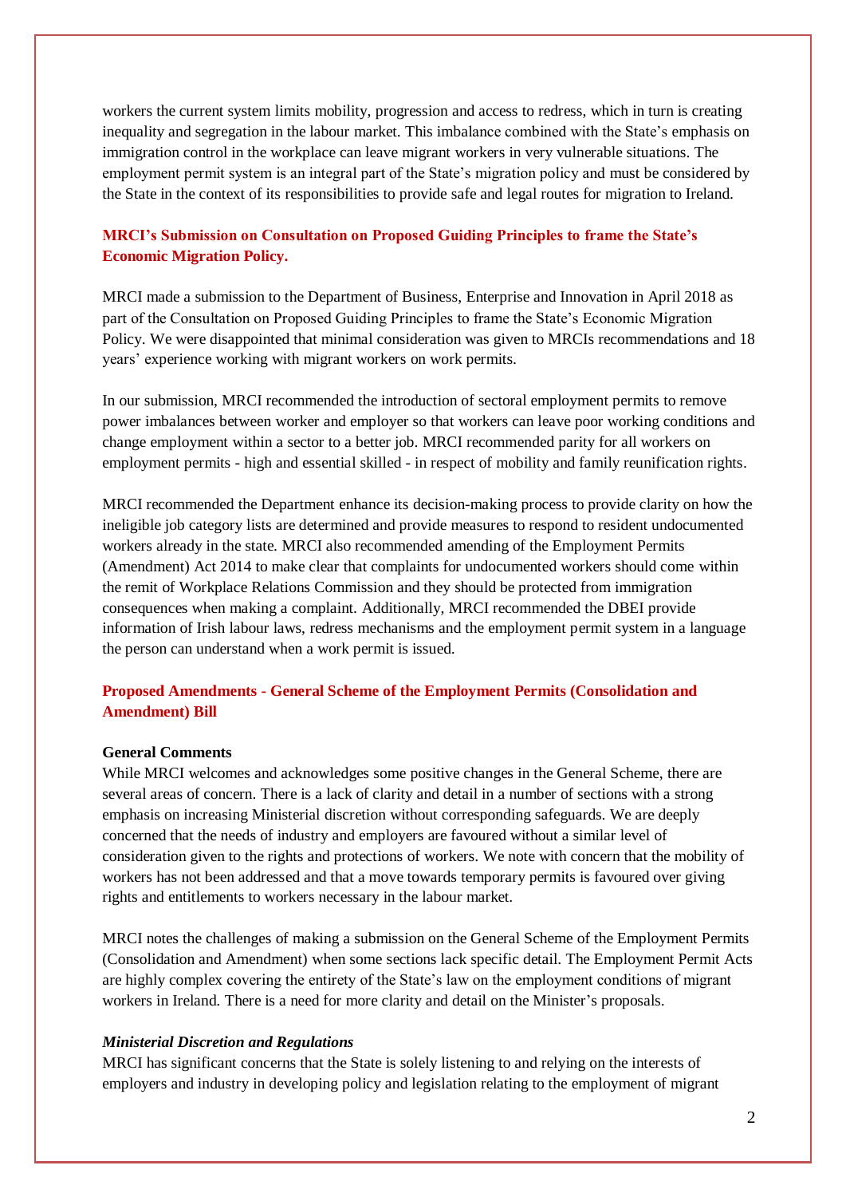workers the current system limits mobility, progression and access to redress, which in turn is creating inequality and segregation in the labour market. This imbalance combined with the State's emphasis on immigration control in the workplace can leave migrant workers in very vulnerable situations. The employment permit system is an integral part of the State's migration policy and must be considered by the State in the context of its responsibilities to provide safe and legal routes for migration to Ireland.

## MRCI's Submission on Consultation on Proposed Guiding Principles to frame the State's Economic Migration Policy.

MRCI made a submission to the Department of Business, Enterprise and Innovation in April 2018 as part of the Consultation on Proposed Guiding Principles to frame the State's Economic Migration Policy. We were disappointed that minimal consideration was given to MRCIs recommendations and 18 years' experience working with migrant workers on work permits.

In our submission, MRCI recommended the introduction of sectoral employment permits to remove power imbalances between worker and employer so that workers can leave poor working conditions and change employment within a sector to a better job. MRCI recommended parity for all workers on employment permits - high and essential skilled - in respect of mobility and family reunification rights.

MRCI recommended the Department enhance its decision-making process to provide clarity on how the ineligible job category lists are determined and provide measures to respond to resident undocumented workers already in the state. MRCI also recommended amending of the Employment Permits (Amendment) Act 2014 to make clear that complaints for undocumented workers should come within the remit of Workplace Relations Commission and they should be protected from immigration consequences when making a complaint. Additionally, MRCI recommended the DBEI provide information of Irish labour laws, redress mechanisms and the employment permit system in a language the person can understand when a work permit is issued.

## Proposed Amendments - General Scheme of the Employment Permits (Consolidation and Amendment) Bill

### General Comments

While MRCI welcomes and acknowledges some positive changes in the General Scheme, there are several areas of concern. There is a lack of clarity and detail in a number of sections with a strong emphasis on increasing Ministerial discretion without corresponding safeguards. We are deeply concerned that the needs of industry and employers are favoured without a similar level of consideration given to the rights and protections of workers. We note with concern that the mobility of workers has not been addressed and that a move towards temporary permits is favoured over giving rights and entitlements to workers necessary in the labour market.

MRCI notes the challenges of making a submission on the General Scheme of the Employment Permits (Consolidation and Amendment) when some sections lack specific detail. The Employment Permit Acts are highly complex covering the entirety of the State's law on the employment conditions of migrant workers in Ireland. There is a need for more clarity and detail on the Minister's proposals.

#### *Ministerial Discretion and Regulations*

MRCI has significant concerns that the State is solely listening to and relying on the interests of employers and industry in developing policy and legislation relating to the employment of migrant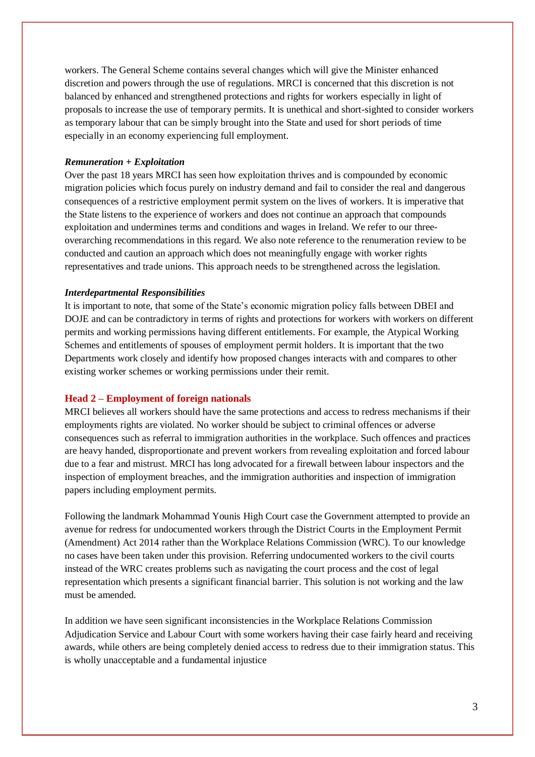workers. The General Scheme contains several changes which will give the Minister enhanced discretion and powers through the use of regulations. MRCI is concerned that this discretion is not balanced by enhanced and strengthened protections and rights for workers especially in light of proposals to increase the use of temporary permits. It is unethical and short-sighted to consider workers as temporary labour that can be simply brought into the State and used for short periods of time especially in an economy experiencing full employment.

***Remuneration + Exploitation***

Over the past 18 years MRCI has seen how exploitation thrives and is compounded by economic migration policies which focus purely on industry demand and fail to consider the real and dangerous consequences of a restrictive employment permit system on the lives of workers. It is imperative that the State listens to the experience of workers and does not continue an approach that compounds exploitation and undermines terms and conditions and wages in Ireland. We refer to our three-overarching recommendations in this regard. We also note reference to the renumeration review to be conducted and caution an approach which does not meaningfully engage with worker rights representatives and trade unions. This approach needs to be strengthened across the legislation.

***Interdepartmental Responsibilities***

It is important to note, that some of the State's economic migration policy falls between DBEI and DOJE and can be contradictory in terms of rights and protections for workers with workers on different permits and working permissions having different entitlements. For example, the Atypical Working Schemes and entitlements of spouses of employment permit holders. It is important that the two Departments work closely and identify how proposed changes interacts with and compares to other existing worker schemes or working permissions under their remit.

## Head 2 – Employment of foreign nationals

MRCI believes all workers should have the same protections and access to redress mechanisms if their employments rights are violated. No worker should be subject to criminal offences or adverse consequences such as referral to immigration authorities in the workplace. Such offences and practices are heavy handed, disproportionate and prevent workers from revealing exploitation and forced labour due to a fear and mistrust. MRCI has long advocated for a firewall between labour inspectors and the inspection of employment breaches, and the immigration authorities and inspection of immigration papers including employment permits.

Following the landmark Mohammad Younis High Court case the Government attempted to provide an avenue for redress for undocumented workers through the District Courts in the Employment Permit (Amendment) Act 2014 rather than the Workplace Relations Commission (WRC). To our knowledge no cases have been taken under this provision. Referring undocumented workers to the civil courts instead of the WRC creates problems such as navigating the court process and the cost of legal representation which presents a significant financial barrier. This solution is not working and the law must be amended.

In addition we have seen significant inconsistencies in the Workplace Relations Commission Adjudication Service and Labour Court with some workers having their case fairly heard and receiving awards, while others are being completely denied access to redress due to their immigration status. This is wholly unacceptable and a fundamental injustice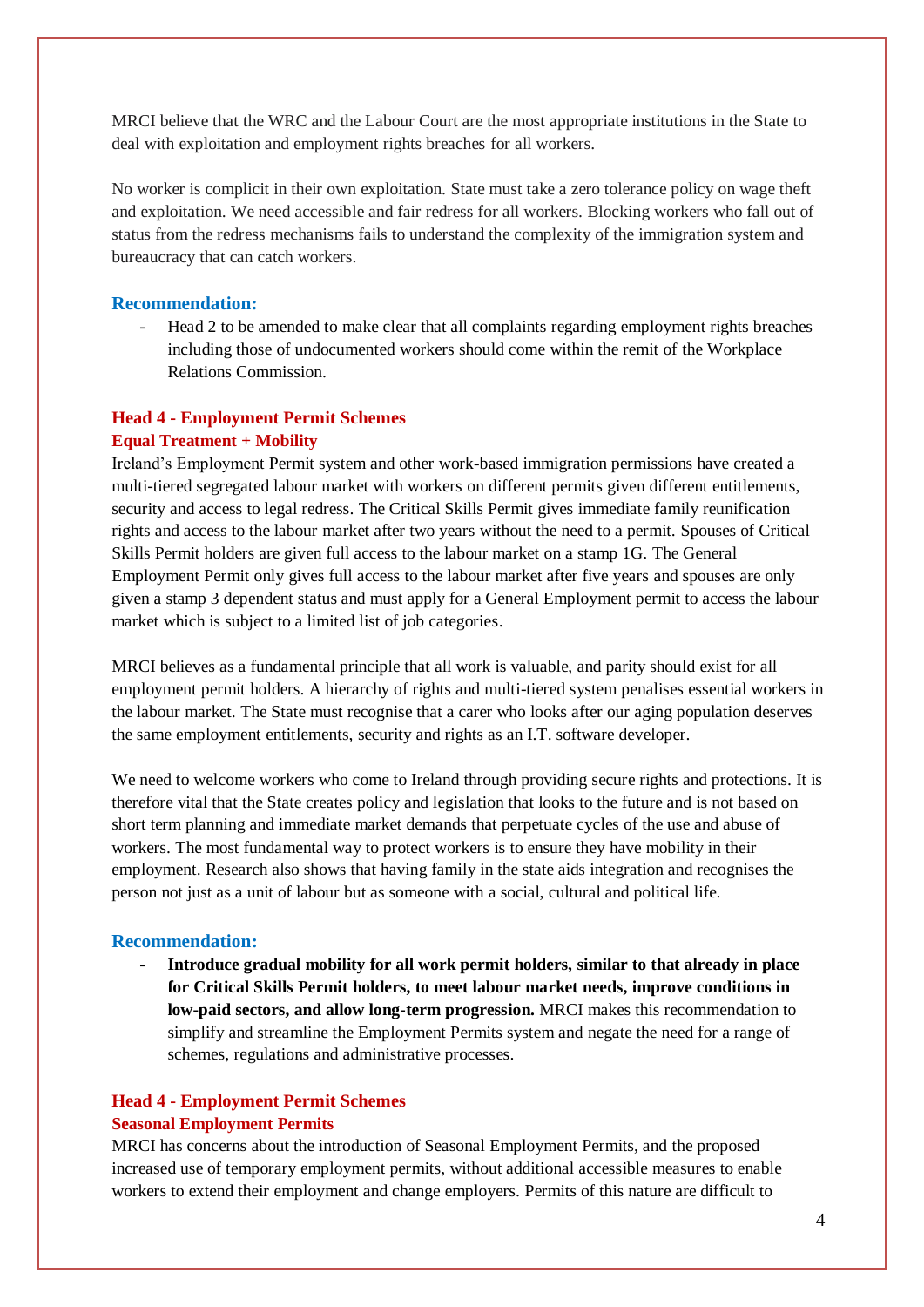MRCI believe that the WRC and the Labour Court are the most appropriate institutions in the State to deal with exploitation and employment rights breaches for all workers.

No worker is complicit in their own exploitation. State must take a zero tolerance policy on wage theft and exploitation. We need accessible and fair redress for all workers. Blocking workers who fall out of status from the redress mechanisms fails to understand the complexity of the immigration system and bureaucracy that can catch workers.

### Recommendation:

- Head 2 to be amended to make clear that all complaints regarding employment rights breaches including those of undocumented workers should come within the remit of the Workplace Relations Commission.

### Head 4 - Employment Permit Schemes
#### Equal Treatment + Mobility

Ireland's Employment Permit system and other work-based immigration permissions have created a multi-tiered segregated labour market with workers on different permits given different entitlements, security and access to legal redress. The Critical Skills Permit gives immediate family reunification rights and access to the labour market after two years without the need to a permit. Spouses of Critical Skills Permit holders are given full access to the labour market on a stamp 1G. The General Employment Permit only gives full access to the labour market after five years and spouses are only given a stamp 3 dependent status and must apply for a General Employment permit to access the labour market which is subject to a limited list of job categories.

MRCI believes as a fundamental principle that all work is valuable, and parity should exist for all employment permit holders. A hierarchy of rights and multi-tiered system penalises essential workers in the labour market. The State must recognise that a carer who looks after our aging population deserves the same employment entitlements, security and rights as an I.T. software developer.

We need to welcome workers who come to Ireland through providing secure rights and protections. It is therefore vital that the State creates policy and legislation that looks to the future and is not based on short term planning and immediate market demands that perpetuate cycles of the use and abuse of workers. The most fundamental way to protect workers is to ensure they have mobility in their employment. Research also shows that having family in the state aids integration and recognises the person not just as a unit of labour but as someone with a social, cultural and political life.

### Recommendation:

- **Introduce gradual mobility for all work permit holders, similar to that already in place for Critical Skills Permit holders, to meet labour market needs, improve conditions in low-paid sectors, and allow long-term progression.** MRCI makes this recommendation to simplify and streamline the Employment Permits system and negate the need for a range of schemes, regulations and administrative processes.

### Head 4 - Employment Permit Schemes
#### Seasonal Employment Permits

MRCI has concerns about the introduction of Seasonal Employment Permits, and the proposed increased use of temporary employment permits, without additional accessible measures to enable workers to extend their employment and change employers. Permits of this nature are difficult to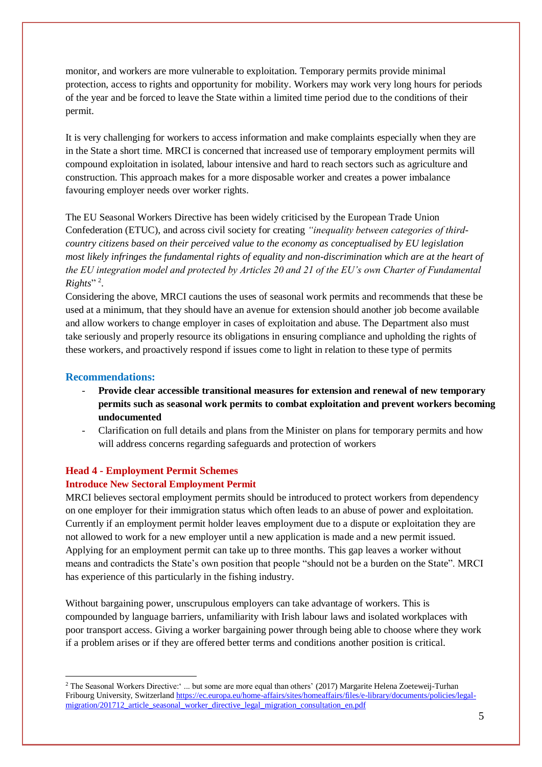monitor, and workers are more vulnerable to exploitation. Temporary permits provide minimal protection, access to rights and opportunity for mobility. Workers may work very long hours for periods of the year and be forced to leave the State within a limited time period due to the conditions of their permit.

It is very challenging for workers to access information and make complaints especially when they are in the State a short time. MRCI is concerned that increased use of temporary employment permits will compound exploitation in isolated, labour intensive and hard to reach sectors such as agriculture and construction. This approach makes for a more disposable worker and creates a power imbalance favouring employer needs over worker rights.

The EU Seasonal Workers Directive has been widely criticised by the European Trade Union Confederation (ETUC), and across civil society for creating *"inequality between categories of third-country citizens based on their perceived value to the economy as conceptualised by EU legislation most likely infringes the fundamental rights of equality and non-discrimination which are at the heart of the EU integration model and protected by Articles 20 and 21 of the EU's own Charter of Fundamental Rights*" [2].

Considering the above, MRCI cautions the uses of seasonal work permits and recommends that these be used at a minimum, that they should have an avenue for extension should another job become available and allow workers to change employer in cases of exploitation and abuse. The Department also must take seriously and properly resource its obligations in ensuring compliance and upholding the rights of these workers, and proactively respond if issues come to light in relation to these type of permits

### Recommendations:

- **Provide clear accessible transitional measures for extension and renewal of new temporary permits such as seasonal work permits to combat exploitation and prevent workers becoming undocumented**
- Clarification on full details and plans from the Minister on plans for temporary permits and how will address concerns regarding safeguards and protection of workers

## Head 4 - Employment Permit Schemes

### Introduce New Sectoral Employment Permit

MRCI believes sectoral employment permits should be introduced to protect workers from dependency on one employer for their immigration status which often leads to an abuse of power and exploitation. Currently if an employment permit holder leaves employment due to a dispute or exploitation they are not allowed to work for a new employer until a new application is made and a new permit issued. Applying for an employment permit can take up to three months. This gap leaves a worker without means and contradicts the State's own position that people "should not be a burden on the State". MRCI has experience of this particularly in the fishing industry.

Without bargaining power, unscrupulous employers can take advantage of workers. This is compounded by language barriers, unfamiliarity with Irish labour laws and isolated workplaces with poor transport access. Giving a worker bargaining power through being able to choose where they work if a problem arises or if they are offered better terms and conditions another position is critical.

---

[2] The Seasonal Workers Directive:' ... but some are more equal than others' (2017) Margarite Helena Zoeteweij-Turhan Fribourg University, Switzerland https://ec.europa.eu/home-affairs/sites/homeaffairs/files/e-library/documents/policies/legal-migration/201712_article_seasonal_worker_directive_legal_migration_consultation_en.pdf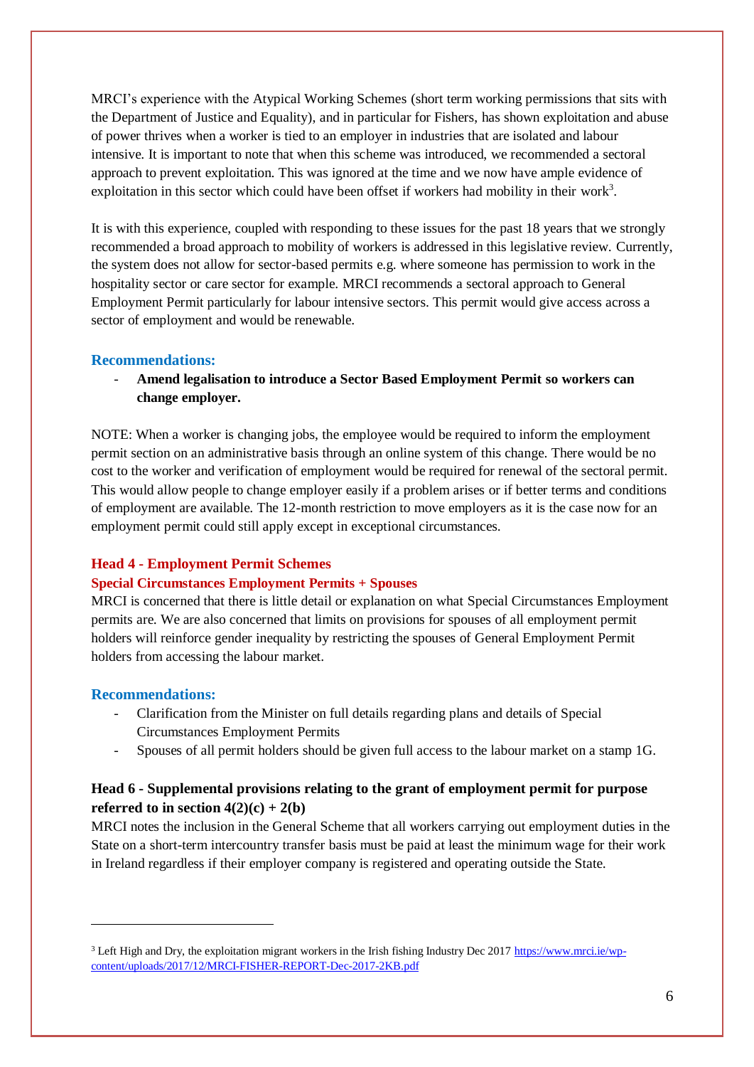MRCI's experience with the Atypical Working Schemes (short term working permissions that sits with the Department of Justice and Equality), and in particular for Fishers, has shown exploitation and abuse of power thrives when a worker is tied to an employer in industries that are isolated and labour intensive. It is important to note that when this scheme was introduced, we recommended a sectoral approach to prevent exploitation. This was ignored at the time and we now have ample evidence of exploitation in this sector which could have been offset if workers had mobility in their work[3].

It is with this experience, coupled with responding to these issues for the past 18 years that we strongly recommended a broad approach to mobility of workers is addressed in this legislative review. Currently, the system does not allow for sector-based permits e.g. where someone has permission to work in the hospitality sector or care sector for example. MRCI recommends a sectoral approach to General Employment Permit particularly for labour intensive sectors. This permit would give access across a sector of employment and would be renewable.

### Recommendations:

- **Amend legalisation to introduce a Sector Based Employment Permit so workers can change employer.**

NOTE: When a worker is changing jobs, the employee would be required to inform the employment permit section on an administrative basis through an online system of this change. There would be no cost to the worker and verification of employment would be required for renewal of the sectoral permit. This would allow people to change employer easily if a problem arises or if better terms and conditions of employment are available. The 12-month restriction to move employers as it is the case now for an employment permit could still apply except in exceptional circumstances.

## Head 4 - Employment Permit Schemes

### Special Circumstances Employment Permits + Spouses

MRCI is concerned that there is little detail or explanation on what Special Circumstances Employment permits are. We are also concerned that limits on provisions for spouses of all employment permit holders will reinforce gender inequality by restricting the spouses of General Employment Permit holders from accessing the labour market.

### Recommendations:

- Clarification from the Minister on full details regarding plans and details of Special Circumstances Employment Permits
- Spouses of all permit holders should be given full access to the labour market on a stamp 1G.

## Head 6 - Supplemental provisions relating to the grant of employment permit for purpose referred to in section 4(2)(c) + 2(b)

MRCI notes the inclusion in the General Scheme that all workers carrying out employment duties in the State on a short-term intercountry transfer basis must be paid at least the minimum wage for their work in Ireland regardless if their employer company is registered and operating outside the State.

---

[3] Left High and Dry, the exploitation migrant workers in the Irish fishing Industry Dec 2017 https://www.mrci.ie/wp-content/uploads/2017/12/MRCI-FISHER-REPORT-Dec-2017-2KB.pdf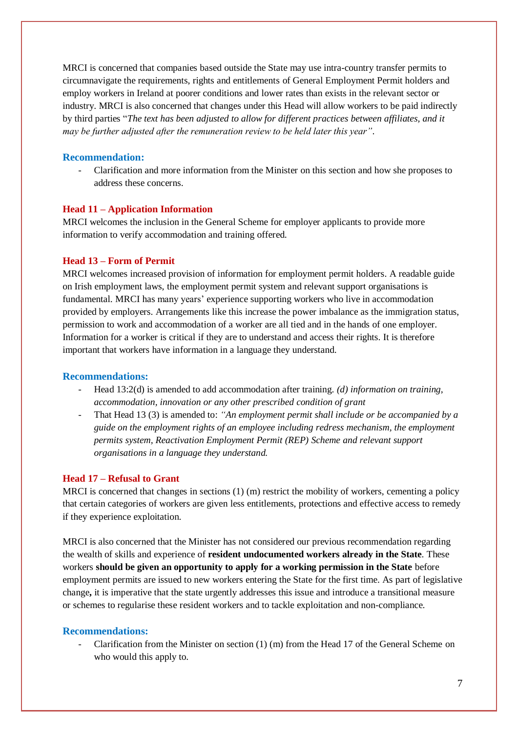MRCI is concerned that companies based outside the State may use intra-country transfer permits to circumnavigate the requirements, rights and entitlements of General Employment Permit holders and employ workers in Ireland at poorer conditions and lower rates than exists in the relevant sector or industry. MRCI is also concerned that changes under this Head will allow workers to be paid indirectly by third parties "*The text has been adjusted to allow for different practices between affiliates, and it may be further adjusted after the remuneration review to be held later this year"*.

### Recommendation:

- Clarification and more information from the Minister on this section and how she proposes to address these concerns.

### Head 11 – Application Information

MRCI welcomes the inclusion in the General Scheme for employer applicants to provide more information to verify accommodation and training offered.

### Head 13 – Form of Permit

MRCI welcomes increased provision of information for employment permit holders. A readable guide on Irish employment laws, the employment permit system and relevant support organisations is fundamental. MRCI has many years' experience supporting workers who live in accommodation provided by employers. Arrangements like this increase the power imbalance as the immigration status, permission to work and accommodation of a worker are all tied and in the hands of one employer. Information for a worker is critical if they are to understand and access their rights. It is therefore important that workers have information in a language they understand.

### Recommendations:

- Head 13:2(d) is amended to add accommodation after training. *(d) information on training, accommodation, innovation or any other prescribed condition of grant*
- That Head 13 (3) is amended to: *"An employment permit shall include or be accompanied by a guide on the employment rights of an employee including redress mechanism, the employment permits system, Reactivation Employment Permit (REP) Scheme and relevant support organisations in a language they understand.*

### Head 17 – Refusal to Grant

MRCI is concerned that changes in sections (1) (m) restrict the mobility of workers, cementing a policy that certain categories of workers are given less entitlements, protections and effective access to remedy if they experience exploitation.

MRCI is also concerned that the Minister has not considered our previous recommendation regarding the wealth of skills and experience of **resident undocumented workers already in the State**. These workers **should be given an opportunity to apply for a working permission in the State** before employment permits are issued to new workers entering the State for the first time. As part of legislative change**,** it is imperative that the state urgently addresses this issue and introduce a transitional measure or schemes to regularise these resident workers and to tackle exploitation and non-compliance.

### Recommendations:

- Clarification from the Minister on section (1) (m) from the Head 17 of the General Scheme on who would this apply to.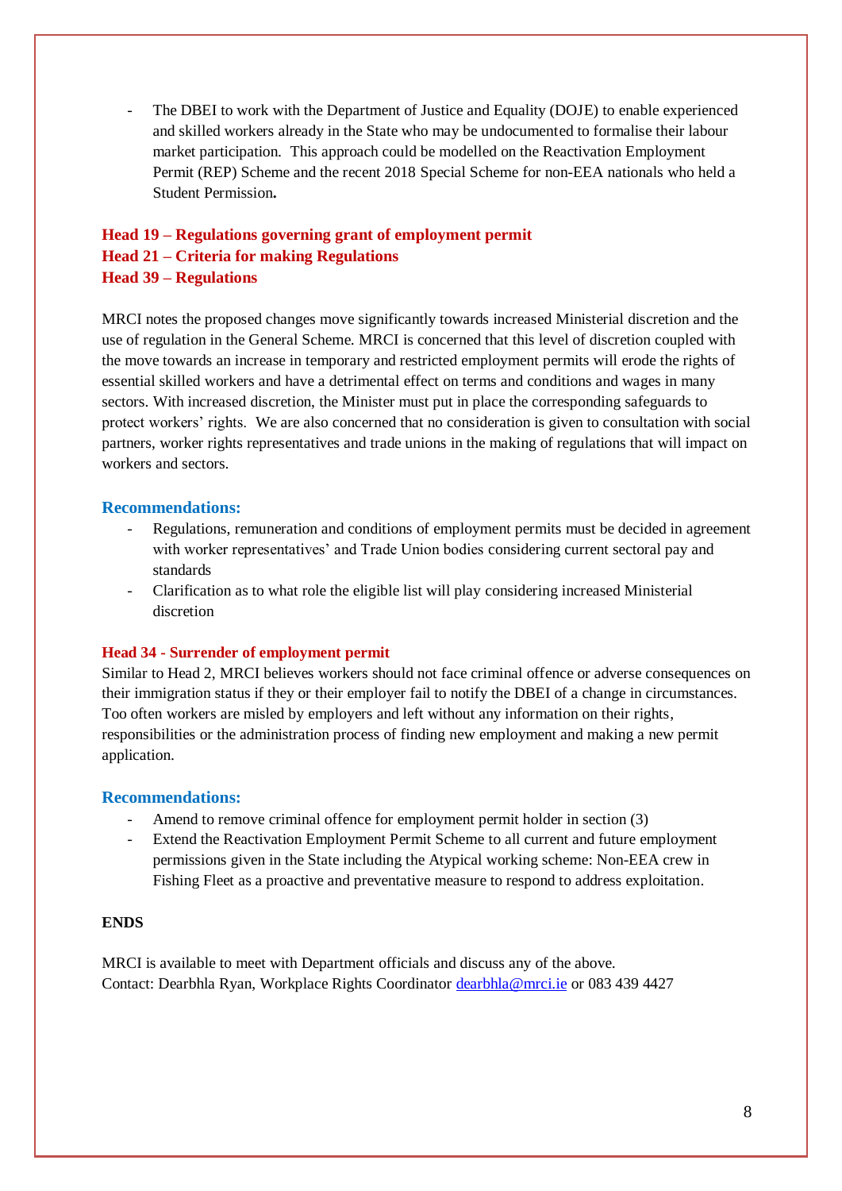- The DBEI to work with the Department of Justice and Equality (DOJE) to enable experienced and skilled workers already in the State who may be undocumented to formalise their labour market participation. This approach could be modelled on the Reactivation Employment Permit (REP) Scheme and the recent 2018 Special Scheme for non-EEA nationals who held a Student Permission**.**

### Head 19 – Regulations governing grant of employment permit
### Head 21 – Criteria for making Regulations
### Head 39 – Regulations

MRCI notes the proposed changes move significantly towards increased Ministerial discretion and the use of regulation in the General Scheme. MRCI is concerned that this level of discretion coupled with the move towards an increase in temporary and restricted employment permits will erode the rights of essential skilled workers and have a detrimental effect on terms and conditions and wages in many sectors. With increased discretion, the Minister must put in place the corresponding safeguards to protect workers' rights. We are also concerned that no consideration is given to consultation with social partners, worker rights representatives and trade unions in the making of regulations that will impact on workers and sectors.

#### Recommendations:

- Regulations, remuneration and conditions of employment permits must be decided in agreement with worker representatives' and Trade Union bodies considering current sectoral pay and standards
- Clarification as to what role the eligible list will play considering increased Ministerial discretion

### Head 34 - Surrender of employment permit

Similar to Head 2, MRCI believes workers should not face criminal offence or adverse consequences on their immigration status if they or their employer fail to notify the DBEI of a change in circumstances. Too often workers are misled by employers and left without any information on their rights, responsibilities or the administration process of finding new employment and making a new permit application.

#### Recommendations:

- Amend to remove criminal offence for employment permit holder in section (3)
- Extend the Reactivation Employment Permit Scheme to all current and future employment permissions given in the State including the Atypical working scheme: Non-EEA crew in Fishing Fleet as a proactive and preventative measure to respond to address exploitation.

**ENDS**

MRCI is available to meet with Department officials and discuss any of the above.
Contact: Dearbhla Ryan, Workplace Rights Coordinator [dearbhla@mrci.ie](mailto:dearbhla@mrci.ie) or 083 439 4427